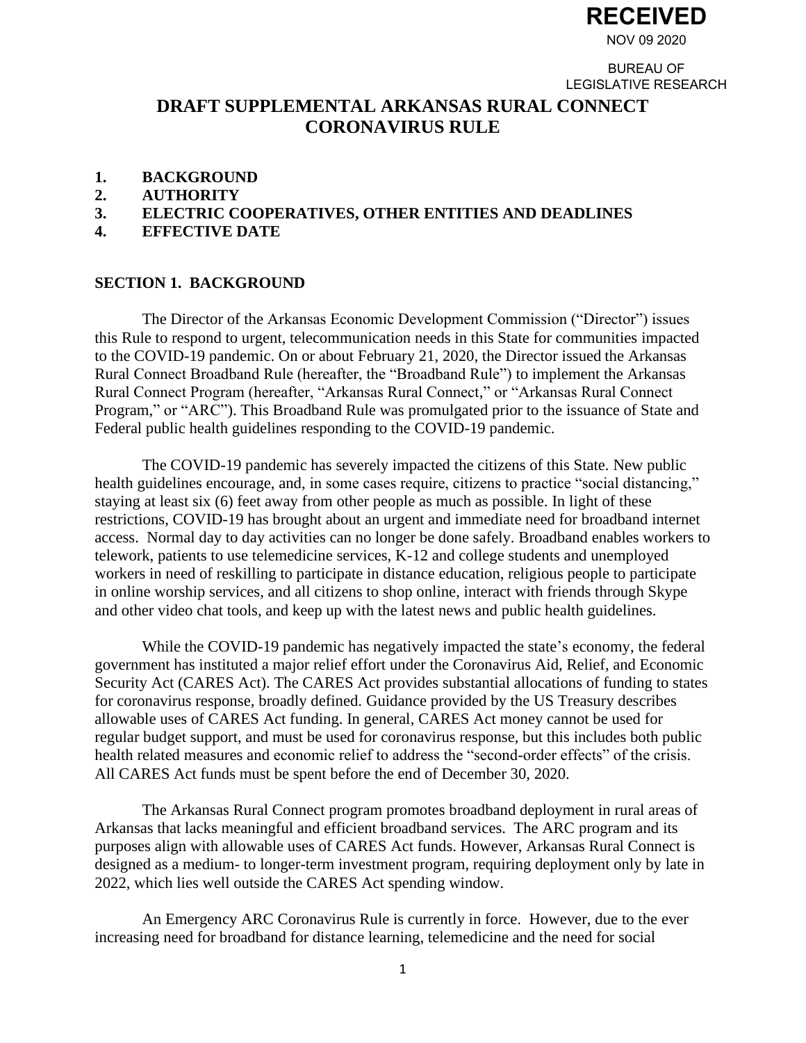**RECEIVED**

NOV 09 2020

BUREAU OF LEGISLATIVE RESEARCH

# DRAFT SUPPLEMENTAL ARKANSAS RURAL CONNECT CORONAVIRUS RULE

1. **BACKGROUND**
2. **AUTHORITY**
3. **ELECTRIC COOPERATIVES, OTHER ENTITIES AND DEADLINES**
4. **EFFECTIVE DATE**

## SECTION 1. BACKGROUND

The Director of the Arkansas Economic Development Commission ("Director") issues this Rule to respond to urgent, telecommunication needs in this State for communities impacted to the COVID-19 pandemic. On or about February 21, 2020, the Director issued the Arkansas Rural Connect Broadband Rule (hereafter, the "Broadband Rule") to implement the Arkansas Rural Connect Program (hereafter, "Arkansas Rural Connect," or "Arkansas Rural Connect Program," or "ARC"). This Broadband Rule was promulgated prior to the issuance of State and Federal public health guidelines responding to the COVID-19 pandemic.

The COVID-19 pandemic has severely impacted the citizens of this State. New public health guidelines encourage, and, in some cases require, citizens to practice "social distancing," staying at least six (6) feet away from other people as much as possible. In light of these restrictions, COVID-19 has brought about an urgent and immediate need for broadband internet access. Normal day to day activities can no longer be done safely. Broadband enables workers to telework, patients to use telemedicine services, K-12 and college students and unemployed workers in need of reskilling to participate in distance education, religious people to participate in online worship services, and all citizens to shop online, interact with friends through Skype and other video chat tools, and keep up with the latest news and public health guidelines.

While the COVID-19 pandemic has negatively impacted the state's economy, the federal government has instituted a major relief effort under the Coronavirus Aid, Relief, and Economic Security Act (CARES Act). The CARES Act provides substantial allocations of funding to states for coronavirus response, broadly defined. Guidance provided by the US Treasury describes allowable uses of CARES Act funding. In general, CARES Act money cannot be used for regular budget support, and must be used for coronavirus response, but this includes both public health related measures and economic relief to address the "second-order effects" of the crisis. All CARES Act funds must be spent before the end of December 30, 2020.

The Arkansas Rural Connect program promotes broadband deployment in rural areas of Arkansas that lacks meaningful and efficient broadband services. The ARC program and its purposes align with allowable uses of CARES Act funds. However, Arkansas Rural Connect is designed as a medium- to longer-term investment program, requiring deployment only by late in 2022, which lies well outside the CARES Act spending window.

An Emergency ARC Coronavirus Rule is currently in force. However, due to the ever increasing need for broadband for distance learning, telemedicine and the need for social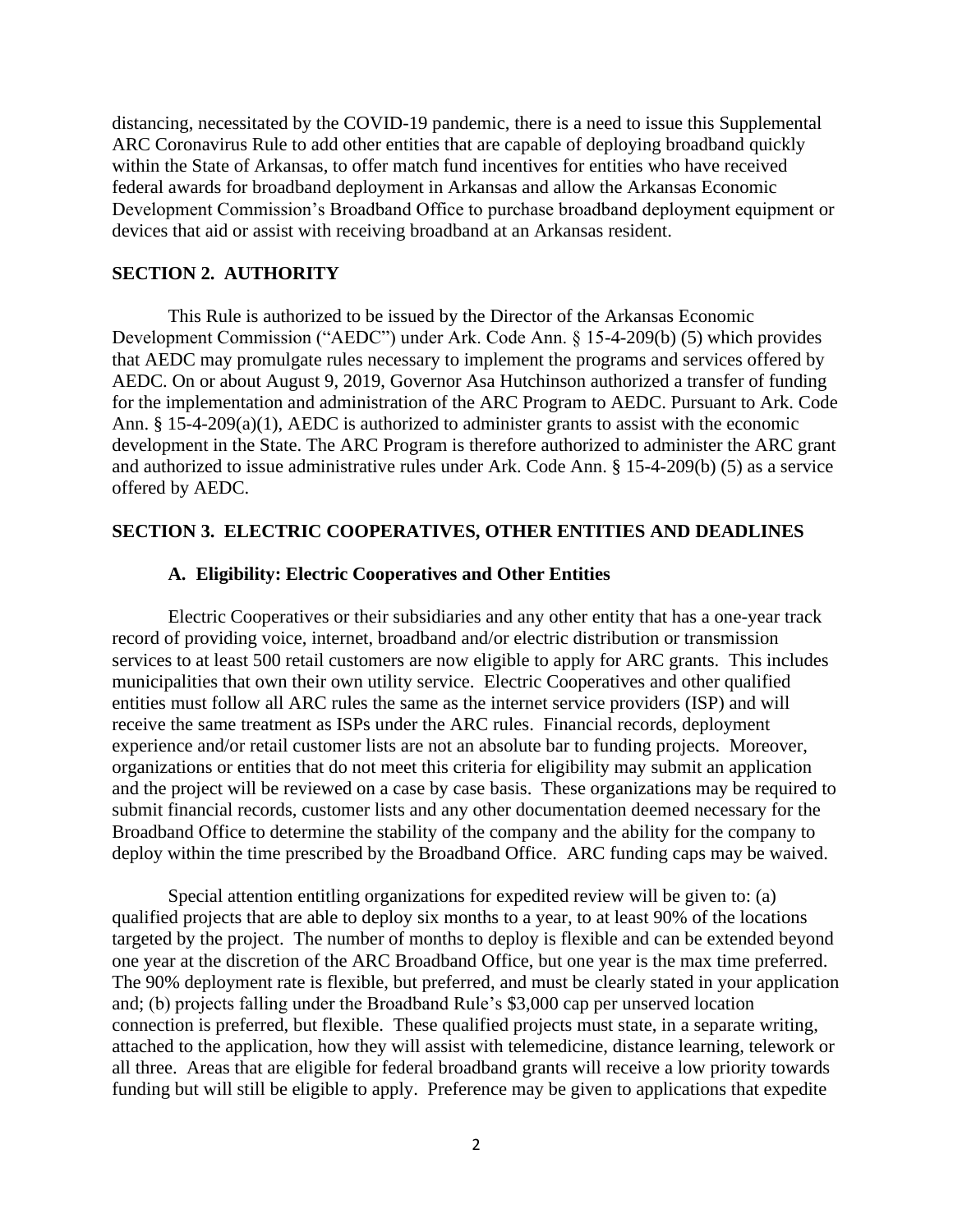distancing, necessitated by the COVID-19 pandemic, there is a need to issue this Supplemental ARC Coronavirus Rule to add other entities that are capable of deploying broadband quickly within the State of Arkansas, to offer match fund incentives for entities who have received federal awards for broadband deployment in Arkansas and allow the Arkansas Economic Development Commission's Broadband Office to purchase broadband deployment equipment or devices that aid or assist with receiving broadband at an Arkansas resident.

## SECTION 2. AUTHORITY

This Rule is authorized to be issued by the Director of the Arkansas Economic Development Commission ("AEDC") under Ark. Code Ann. § 15-4-209(b) (5) which provides that AEDC may promulgate rules necessary to implement the programs and services offered by AEDC. On or about August 9, 2019, Governor Asa Hutchinson authorized a transfer of funding for the implementation and administration of the ARC Program to AEDC. Pursuant to Ark. Code Ann. § 15-4-209(a)(1), AEDC is authorized to administer grants to assist with the economic development in the State. The ARC Program is therefore authorized to administer the ARC grant and authorized to issue administrative rules under Ark. Code Ann. § 15-4-209(b) (5) as a service offered by AEDC.

## SECTION 3. ELECTRIC COOPERATIVES, OTHER ENTITIES AND DEADLINES

### A. Eligibility: Electric Cooperatives and Other Entities

Electric Cooperatives or their subsidiaries and any other entity that has a one-year track record of providing voice, internet, broadband and/or electric distribution or transmission services to at least 500 retail customers are now eligible to apply for ARC grants. This includes municipalities that own their own utility service. Electric Cooperatives and other qualified entities must follow all ARC rules the same as the internet service providers (ISP) and will receive the same treatment as ISPs under the ARC rules. Financial records, deployment experience and/or retail customer lists are not an absolute bar to funding projects. Moreover, organizations or entities that do not meet this criteria for eligibility may submit an application and the project will be reviewed on a case by case basis. These organizations may be required to submit financial records, customer lists and any other documentation deemed necessary for the Broadband Office to determine the stability of the company and the ability for the company to deploy within the time prescribed by the Broadband Office. ARC funding caps may be waived.

Special attention entitling organizations for expedited review will be given to: (a) qualified projects that are able to deploy six months to a year, to at least 90% of the locations targeted by the project. The number of months to deploy is flexible and can be extended beyond one year at the discretion of the ARC Broadband Office, but one year is the max time preferred. The 90% deployment rate is flexible, but preferred, and must be clearly stated in your application and; (b) projects falling under the Broadband Rule's $3,000 cap per unserved location connection is preferred, but flexible. These qualified projects must state, in a separate writing, attached to the application, how they will assist with telemedicine, distance learning, telework or all three. Areas that are eligible for federal broadband grants will receive a low priority towards funding but will still be eligible to apply. Preference may be given to applications that expedite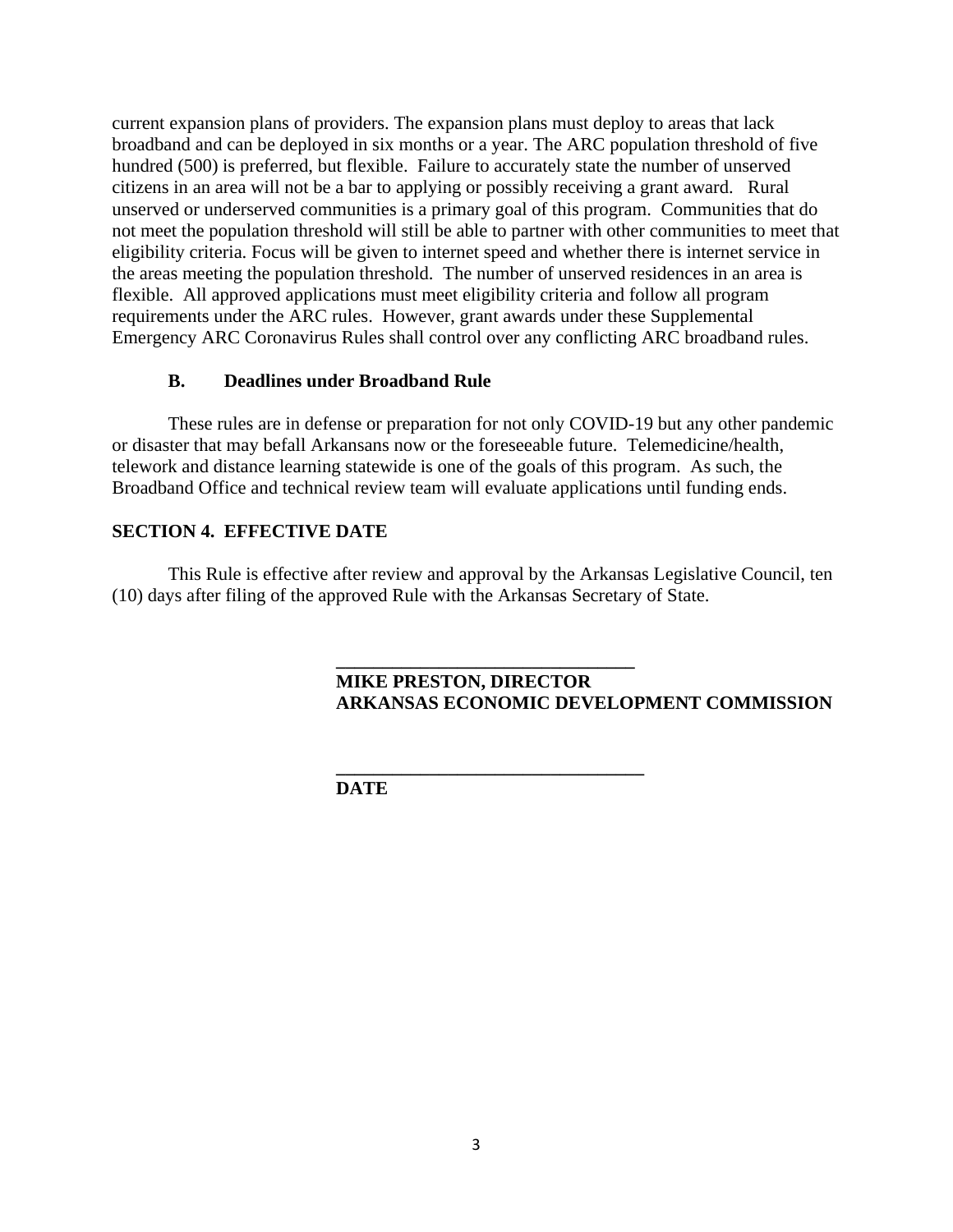current expansion plans of providers. The expansion plans must deploy to areas that lack broadband and can be deployed in six months or a year. The ARC population threshold of five hundred (500) is preferred, but flexible. Failure to accurately state the number of unserved citizens in an area will not be a bar to applying or possibly receiving a grant award. Rural unserved or underserved communities is a primary goal of this program. Communities that do not meet the population threshold will still be able to partner with other communities to meet that eligibility criteria. Focus will be given to internet speed and whether there is internet service in the areas meeting the population threshold. The number of unserved residences in an area is flexible. All approved applications must meet eligibility criteria and follow all program requirements under the ARC rules. However, grant awards under these Supplemental Emergency ARC Coronavirus Rules shall control over any conflicting ARC broadband rules.

### B. Deadlines under Broadband Rule

These rules are in defense or preparation for not only COVID-19 but any other pandemic or disaster that may befall Arkansans now or the foreseeable future. Telemedicine/health, telework and distance learning statewide is one of the goals of this program. As such, the Broadband Office and technical review team will evaluate applications until funding ends.

## SECTION 4. EFFECTIVE DATE

This Rule is effective after review and approval by the Arkansas Legislative Council, ten (10) days after filing of the approved Rule with the Arkansas Secretary of State.

\_\_\_\_\_\_\_\_\_\_\_\_\_\_\_\_\_\_\_\_\_\_\_\_\_\_\_\_\_\_\_\_

**MIKE PRESTON, DIRECTOR**
**ARKANSAS ECONOMIC DEVELOPMENT COMMISSION**

\_\_\_\_\_\_\_\_\_\_\_\_\_\_\_\_\_\_\_\_\_\_\_\_\_\_\_\_\_\_\_\_\_

**DATE**